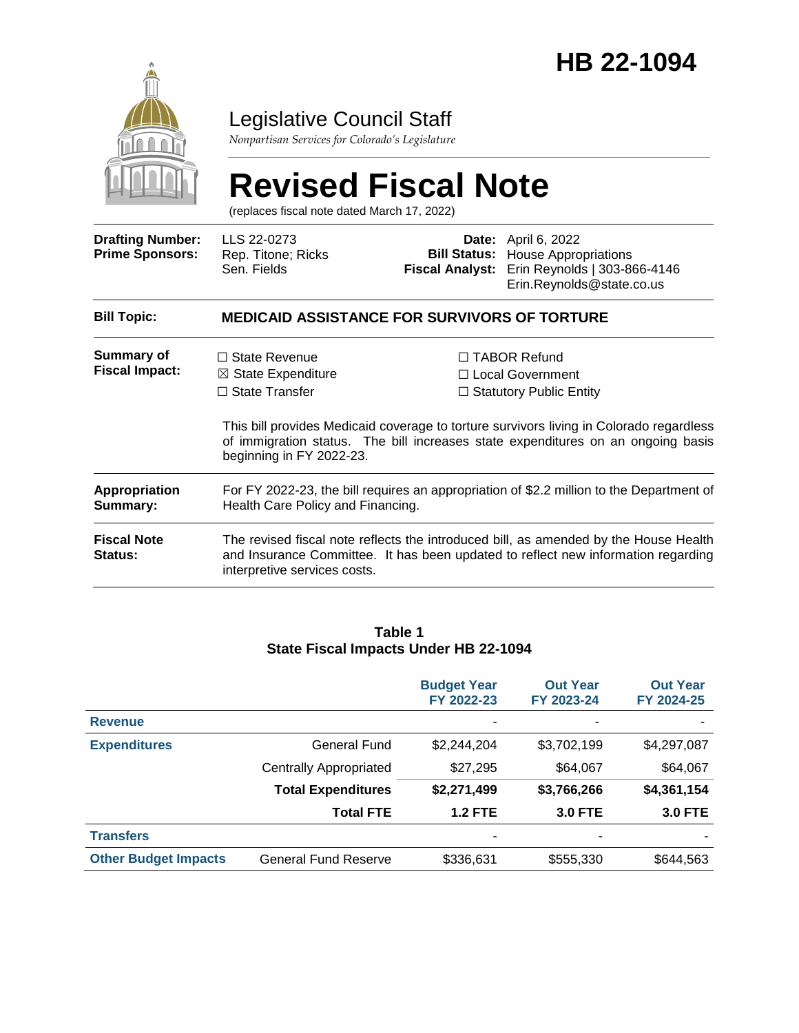# HB 22-1094

## Legislative Council Staff

*Nonpartisan Services for Colorado's Legislature*

# Revised Fiscal Note

(replaces fiscal note dated March 17, 2022)

| | | | |
|---|---|---|---|
| **Drafting Number:** | LLS 22-0273 | **Date:** | April 6, 2022 |
| **Prime Sponsors:** | Rep. Titone; Ricks<br>Sen. Fields | **Bill Status:** | House Appropriations |
| | | **Fiscal Analyst:** | Erin Reynolds \| 303-866-4146<br>Erin.Reynolds@state.co.us |

| | |
|---|---|
| **Bill Topic:** | **MEDICAID ASSISTANCE FOR SURVIVORS OF TORTURE** |
| **Summary of Fiscal Impact:** | ☐ State Revenue<br>☒ State Expenditure<br>☐ State Transfer<br>☐ TABOR Refund<br>☐ Local Government<br>☐ Statutory Public Entity<br><br>This bill provides Medicaid coverage to torture survivors living in Colorado regardless of immigration status. The bill increases state expenditures on an ongoing basis beginning in FY 2022-23. |
| **Appropriation Summary:** | For FY 2022-23, the bill requires an appropriation of $2.2 million to the Department of Health Care Policy and Financing. |
| **Fiscal Note Status:** | The revised fiscal note reflects the introduced bill, as amended by the House Health and Insurance Committee. It has been updated to reflect new information regarding interpretive services costs. |

**Table 1**
**State Fiscal Impacts Under HB 22-1094**

| | | Budget Year FY 2022-23 | Out Year FY 2023-24 | Out Year FY 2024-25 |
|---|---|---|---|---|
| **Revenue** | | - | - | - |
| **Expenditures** | General Fund | $2,244,204 | $3,702,199 | $4,297,087 |
| | Centrally Appropriated | $27,295 | $64,067 | $64,067 |
| | **Total Expenditures** | **$2,271,499** | **$3,766,266** | **$4,361,154** |
| | **Total FTE** | **1.2 FTE** | **3.0 FTE** | **3.0 FTE** |
| **Transfers** | | - | - | - |
| **Other Budget Impacts** | General Fund Reserve | $336,631 | $555,330 | $644,563 |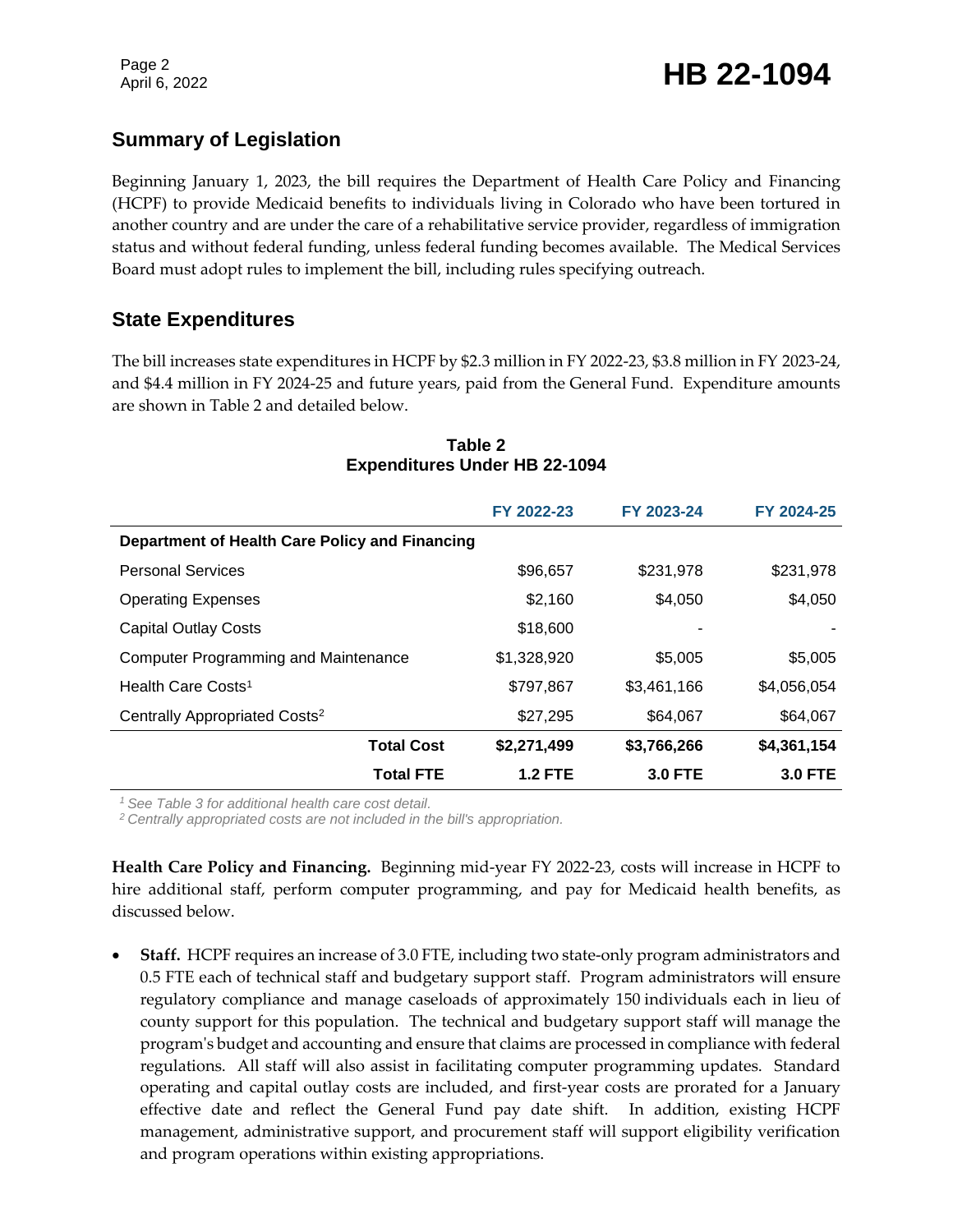## Summary of Legislation

Beginning January 1, 2023, the bill requires the Department of Health Care Policy and Financing (HCPF) to provide Medicaid benefits to individuals living in Colorado who have been tortured in another country and are under the care of a rehabilitative service provider, regardless of immigration status and without federal funding, unless federal funding becomes available. The Medical Services Board must adopt rules to implement the bill, including rules specifying outreach.

## State Expenditures

The bill increases state expenditures in HCPF by $2.3 million in FY 2022-23, $3.8 million in FY 2023-24, and $4.4 million in FY 2024-25 and future years, paid from the General Fund. Expenditure amounts are shown in Table 2 and detailed below.

**Table 2**
**Expenditures Under HB 22-1094**

| | FY 2022-23 | FY 2023-24 | FY 2024-25 |
|---|---|---|---|
| **Department of Health Care Policy and Financing** | | | |
| Personal Services | $96,657 | $231,978 | $231,978 |
| Operating Expenses | $2,160 | $4,050 | $4,050 |
| Capital Outlay Costs | $18,600 | - | - |
| Computer Programming and Maintenance | $1,328,920 | $5,005 | $5,005 |
| Health Care Costs[1] | $797,867 | $3,461,166 | $4,056,054 |
| Centrally Appropriated Costs[2] | $27,295 | $64,067 | $64,067 |
| **Total Cost** | **$2,271,499** | **$3,766,266** | **$4,361,154** |
| **Total FTE** | **1.2 FTE** | **3.0 FTE** | **3.0 FTE** |

*[1] See Table 3 for additional health care cost detail.*
*[2] Centrally appropriated costs are not included in the bill's appropriation.*

**Health Care Policy and Financing.** Beginning mid-year FY 2022-23, costs will increase in HCPF to hire additional staff, perform computer programming, and pay for Medicaid health benefits, as discussed below.

- **Staff.** HCPF requires an increase of 3.0 FTE, including two state-only program administrators and 0.5 FTE each of technical staff and budgetary support staff. Program administrators will ensure regulatory compliance and manage caseloads of approximately 150 individuals each in lieu of county support for this population. The technical and budgetary support staff will manage the program's budget and accounting and ensure that claims are processed in compliance with federal regulations. All staff will also assist in facilitating computer programming updates. Standard operating and capital outlay costs are included, and first-year costs are prorated for a January effective date and reflect the General Fund pay date shift. In addition, existing HCPF management, administrative support, and procurement staff will support eligibility verification and program operations within existing appropriations.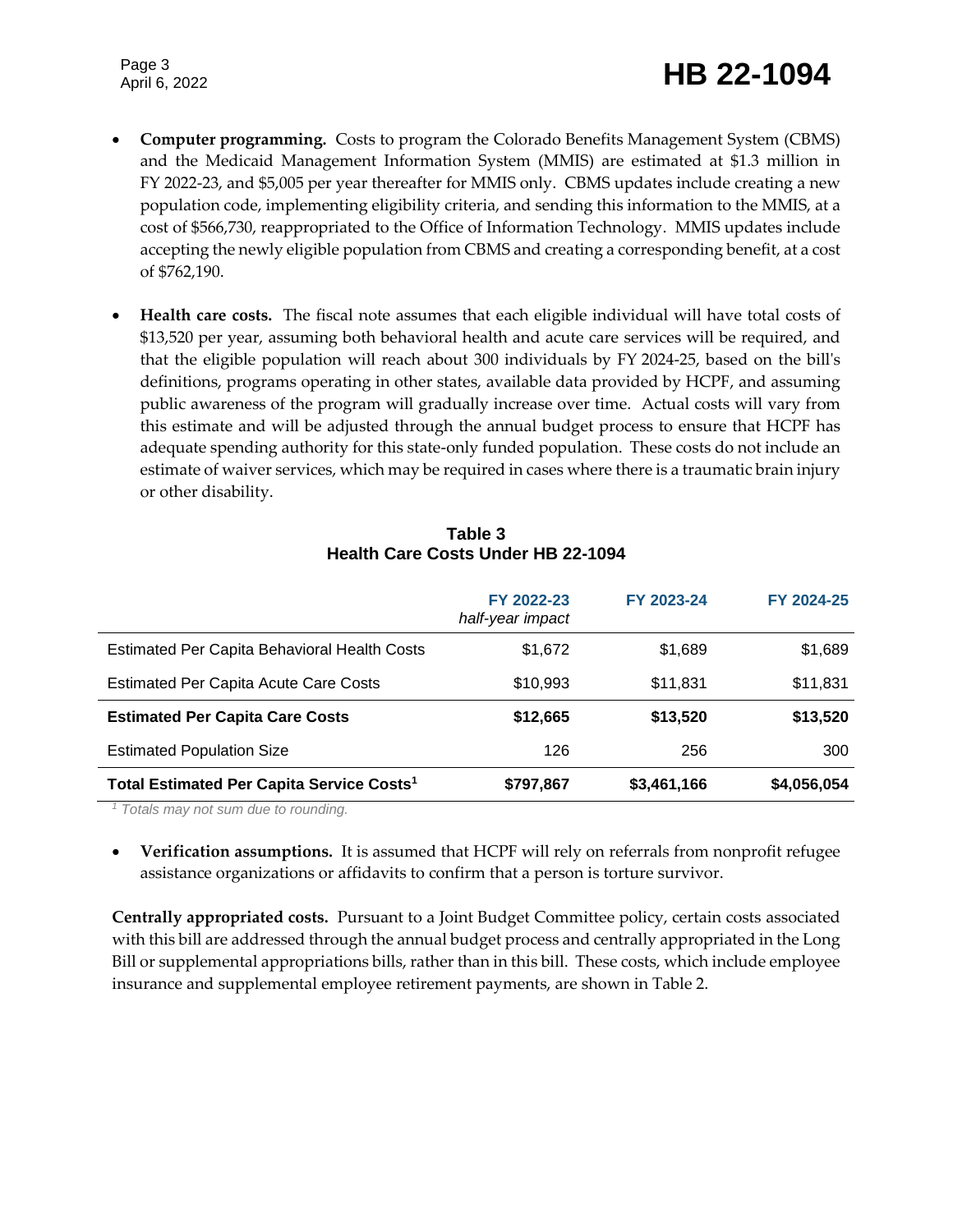- **Computer programming.** Costs to program the Colorado Benefits Management System (CBMS) and the Medicaid Management Information System (MMIS) are estimated at $1.3 million in FY 2022-23, and $5,005 per year thereafter for MMIS only. CBMS updates include creating a new population code, implementing eligibility criteria, and sending this information to the MMIS, at a cost of $566,730, reappropriated to the Office of Information Technology. MMIS updates include accepting the newly eligible population from CBMS and creating a corresponding benefit, at a cost of $762,190.

- **Health care costs.** The fiscal note assumes that each eligible individual will have total costs of $13,520 per year, assuming both behavioral health and acute care services will be required, and that the eligible population will reach about 300 individuals by FY 2024-25, based on the bill's definitions, programs operating in other states, available data provided by HCPF, and assuming public awareness of the program will gradually increase over time. Actual costs will vary from this estimate and will be adjusted through the annual budget process to ensure that HCPF has adequate spending authority for this state-only funded population. These costs do not include an estimate of waiver services, which may be required in cases where there is a traumatic brain injury or other disability.

**Table 3**
**Health Care Costs Under HB 22-1094**

| | FY 2022-23 *half-year impact* | FY 2023-24 | FY 2024-25 |
|---|---|---|---|
| Estimated Per Capita Behavioral Health Costs | $1,672 | $1,689 | $1,689 |
| Estimated Per Capita Acute Care Costs | $10,993 | $11,831 | $11,831 |
| **Estimated Per Capita Care Costs** | **$12,665** | **$13,520** | **$13,520** |
| Estimated Population Size | 126 | 256 | 300 |
| **Total Estimated Per Capita Service Costs[1]** | **$797,867** | **$3,461,166** | **$4,056,054** |

[1] *Totals may not sum due to rounding.*

- **Verification assumptions.** It is assumed that HCPF will rely on referrals from nonprofit refugee assistance organizations or affidavits to confirm that a person is torture survivor.

**Centrally appropriated costs.** Pursuant to a Joint Budget Committee policy, certain costs associated with this bill are addressed through the annual budget process and centrally appropriated in the Long Bill or supplemental appropriations bills, rather than in this bill. These costs, which include employee insurance and supplemental employee retirement payments, are shown in Table 2.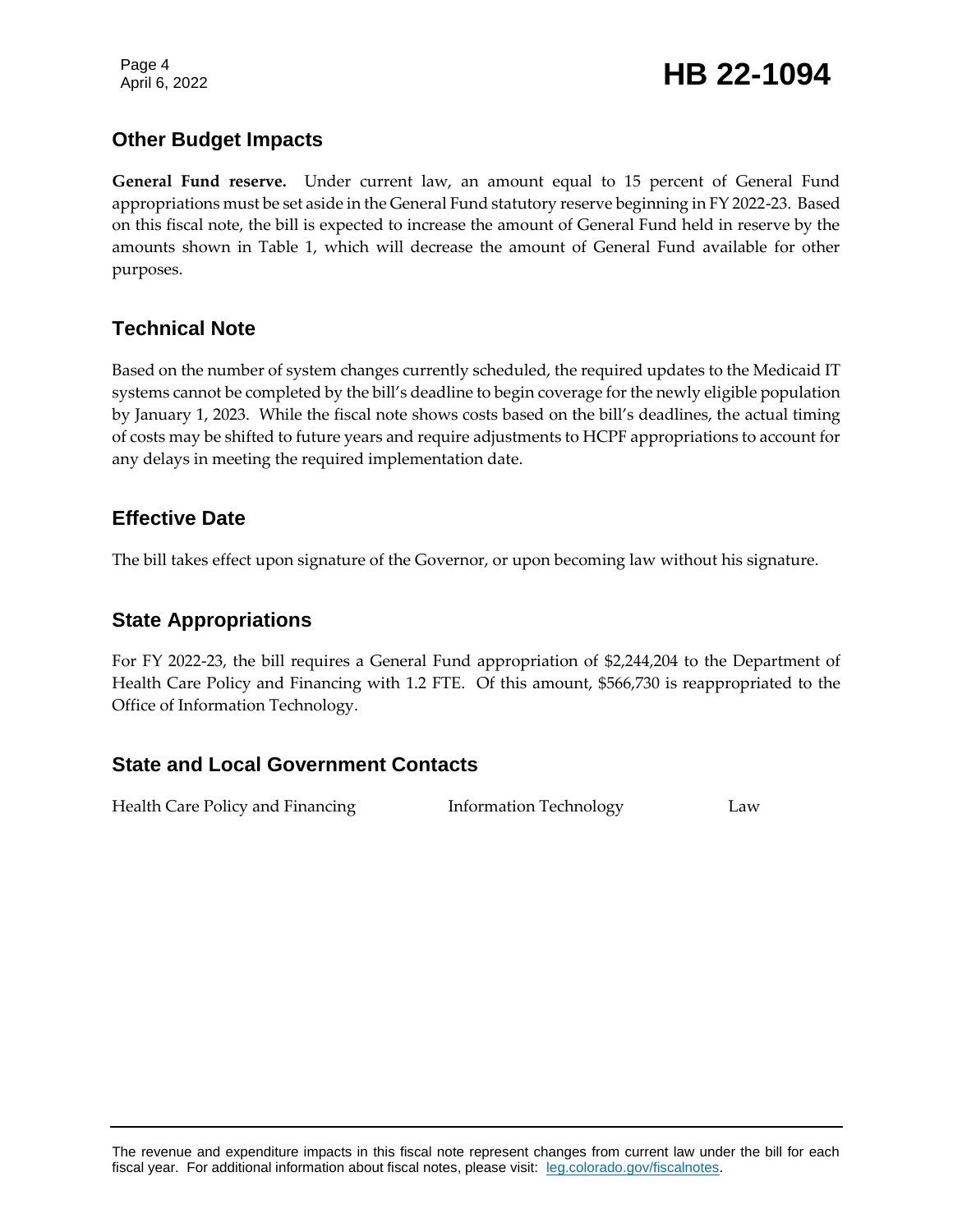## Other Budget Impacts

**General Fund reserve.** Under current law, an amount equal to 15 percent of General Fund appropriations must be set aside in the General Fund statutory reserve beginning in FY 2022-23. Based on this fiscal note, the bill is expected to increase the amount of General Fund held in reserve by the amounts shown in Table 1, which will decrease the amount of General Fund available for other purposes.

## Technical Note

Based on the number of system changes currently scheduled, the required updates to the Medicaid IT systems cannot be completed by the bill's deadline to begin coverage for the newly eligible population by January 1, 2023. While the fiscal note shows costs based on the bill's deadlines, the actual timing of costs may be shifted to future years and require adjustments to HCPF appropriations to account for any delays in meeting the required implementation date.

## Effective Date

The bill takes effect upon signature of the Governor, or upon becoming law without his signature.

## State Appropriations

For FY 2022-23, the bill requires a General Fund appropriation of $2,244,204 to the Department of Health Care Policy and Financing with 1.2 FTE. Of this amount, $566,730 is reappropriated to the Office of Information Technology.

## State and Local Government Contacts

Health Care Policy and Financing    Information Technology    Law

The revenue and expenditure impacts in this fiscal note represent changes from current law under the bill for each fiscal year. For additional information about fiscal notes, please visit: leg.colorado.gov/fiscalnotes.